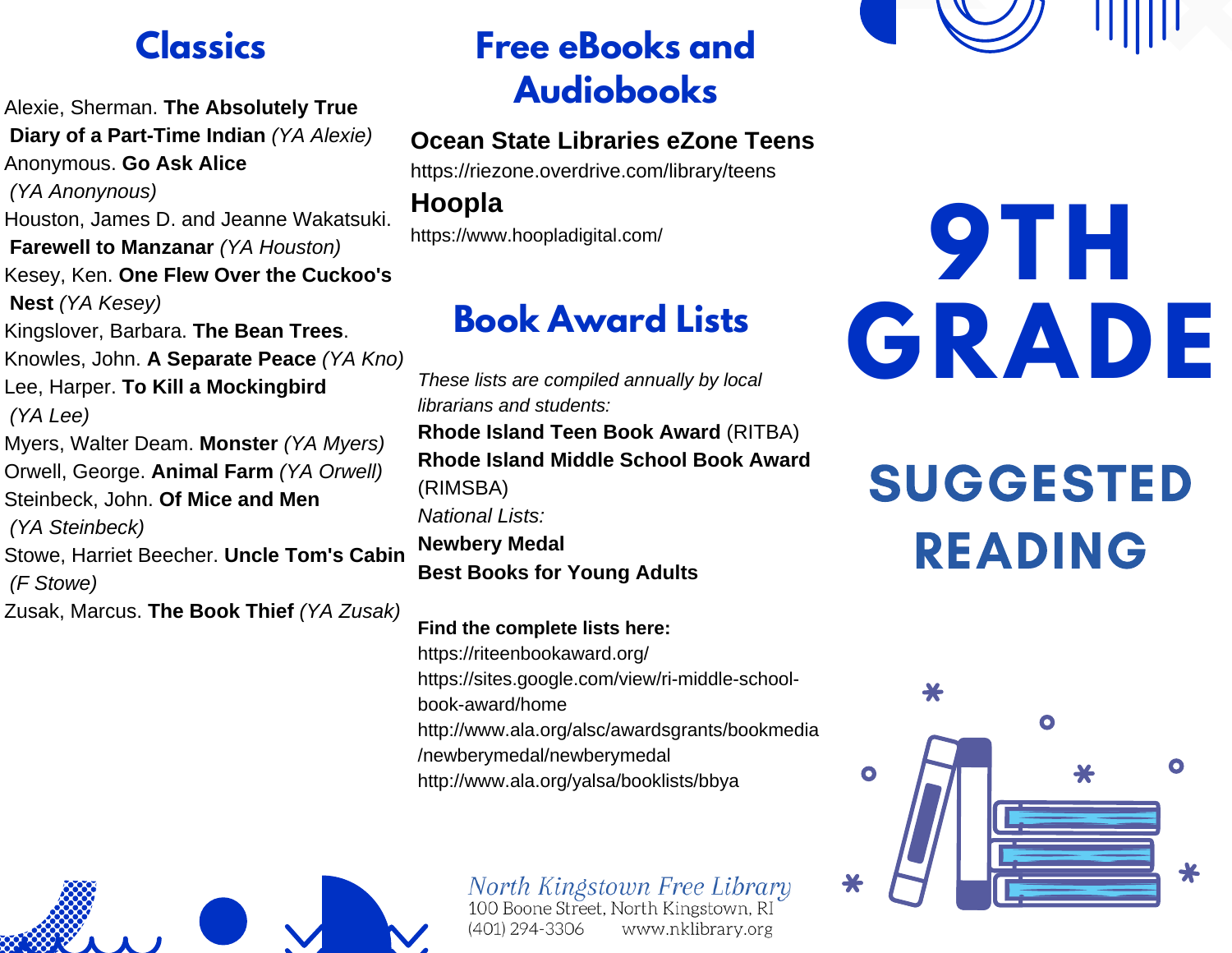# 9TH GRADE

## SUGGESTED READING

## Classics

Alexie, Sherman. **The Absolutely True Diary of a Part-Time Indian** *(YA Alexie)*
Anonymous. **Go Ask Alice** *(YA Anonymous)*
Houston, James D. and Jeanne Wakatsuki. **Farewell to Manzanar** *(YA Houston)*
Kesey, Ken. **One Flew Over the Cuckoo's Nest** *(YA Kesey)*
Kingslover, Barbara. **The Bean Trees**.
Knowles, John. **A Separate Peace** *(YA Kno)*
Lee, Harper. **To Kill a Mockingbird** *(YA Lee)*
Myers, Walter Deam. **Monster** *(YA Myers)*
Orwell, George. **Animal Farm** *(YA Orwell)*
Steinbeck, John. **Of Mice and Men** *(YA Steinbeck)*
Stowe, Harriet Beecher. **Uncle Tom's Cabin** *(F Stowe)*
Zusak, Marcus. **The Book Thief** *(YA Zusak)*

## Free eBooks and Audiobooks

**Ocean State Libraries eZone Teens**
https://riezone.overdrive.com/library/teens

**Hoopla**
https://www.hoopladigital.com/

## Book Award Lists

*These lists are compiled annually by local librarians and students:*
**Rhode Island Teen Book Award** (RITBA)
**Rhode Island Middle School Book Award** (RIMSBA)
*National Lists:*
**Newbery Medal**
**Best Books for Young Adults**

**Find the complete lists here:**
https://riteenbookaward.org/
https://sites.google.com/view/ri-middle-school-book-award/home
http://www.ala.org/alsc/awardsgrants/bookmedia/newberymedal/newberymedal
http://www.ala.org/yalsa/booklists/bbya

*North Kingstown Free Library*
100 Boone Street, North Kingstown, RI
(401) 294-3306 www.nklibrary.org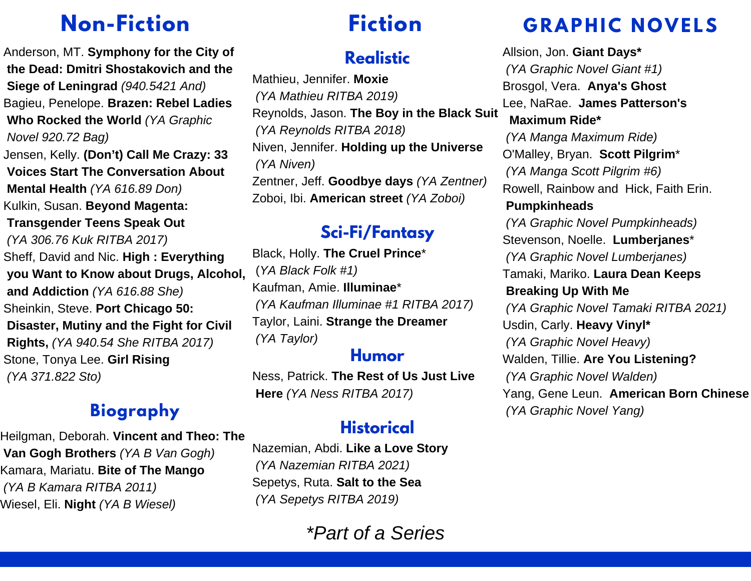# Non-Fiction

Anderson, MT. **Symphony for the City of the Dead: Dmitri Shostakovich and the Siege of Leningrad** *(940.5421 And)*

Bagieu, Penelope. **Brazen: Rebel Ladies Who Rocked the World** *(YA Graphic Novel 920.72 Bag)*

Jensen, Kelly. **(Don't) Call Me Crazy: 33 Voices Start The Conversation About Mental Health** *(YA 616.89 Don)*

Kulkin, Susan. **Beyond Magenta: Transgender Teens Speak Out** *(YA 306.76 Kuk RITBA 2017)*

Sheff, David and Nic. **High : Everything you Want to Know about Drugs, Alcohol, and Addiction** *(YA 616.88 She)*

Sheinkin, Steve. **Port Chicago 50: Disaster, Mutiny and the Fight for Civil Rights,** *(YA 940.54 She RITBA 2017)*

Stone, Tonya Lee. **Girl Rising** *(YA 371.822 Sto)*

## Biography

Heilgman, Deborah. **Vincent and Theo: The Van Gogh Brothers** *(YA B Van Gogh)*

Kamara, Mariatu. **Bite of The Mango** *(YA B Kamara RITBA 2011)*

Wiesel, Eli. **Night** *(YA B Wiesel)*

# Fiction

## Realistic

Mathieu, Jennifer. **Moxie** *(YA Mathieu RITBA 2019)*

Reynolds, Jason. **The Boy in the Black Suit** *(YA Reynolds RITBA 2018)*

Niven, Jennifer. **Holding up the Universe** *(YA Niven)*

Zentner, Jeff. **Goodbye days** *(YA Zentner)*

Zoboi, Ibi. **American street** *(YA Zoboi)*

## Sci-Fi/Fantasy

Black, Holly. **The Cruel Prince*** *(YA Black Folk #1)*

Kaufman, Amie. **Illuminae*** *(YA Kaufman Illuminae #1 RITBA 2017)*

Taylor, Laini. **Strange the Dreamer** *(YA Taylor)*

## Humor

Ness, Patrick. **The Rest of Us Just Live Here** *(YA Ness RITBA 2017)*

## Historical

Nazemian, Abdi. **Like a Love Story** *(YA Nazemian RITBA 2021)*

Sepetys, Ruta. **Salt to the Sea** *(YA Sepetys RITBA 2019)*

# GRAPHIC NOVELS

Allsion, Jon. **Giant Days*** *(YA Graphic Novel Giant #1)*

Brosgol, Vera. **Anya's Ghost**

Lee, NaRae. **James Patterson's Maximum Ride*** *(YA Manga Maximum Ride)*

O'Malley, Bryan. **Scott Pilgrim*** *(YA Manga Scott Pilgrim #6)*

Rowell, Rainbow and Hick, Faith Erin. **Pumpkinheads** *(YA Graphic Novel Pumpkinheads)*

Stevenson, Noelle. **Lumberjanes*** *(YA Graphic Novel Lumberjanes)*

Tamaki, Mariko. **Laura Dean Keeps Breaking Up With Me** *(YA Graphic Novel Tamaki RITBA 2021)*

Usdin, Carly. **Heavy Vinyl*** *(YA Graphic Novel Heavy)*

Walden, Tillie. **Are You Listening?** *(YA Graphic Novel Walden)*

Yang, Gene Leun. **American Born Chinese** *(YA Graphic Novel Yang)*

*\*Part of a Series*